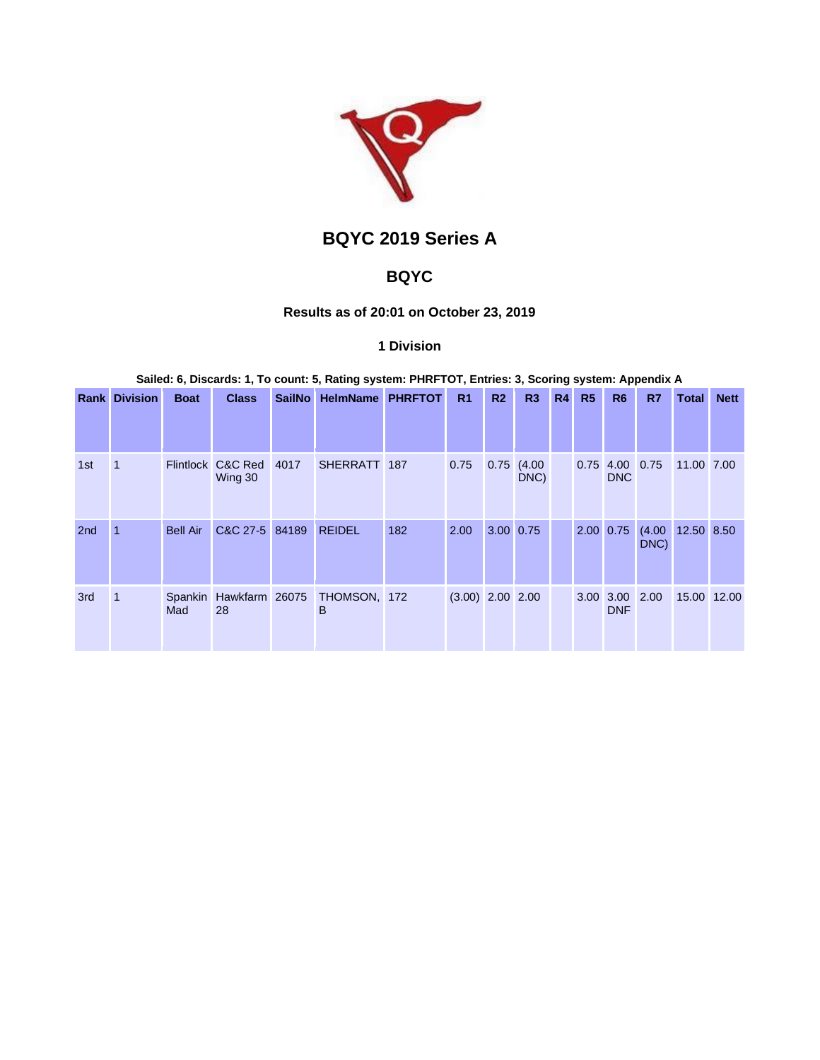# BQYC 2019 Series A

## BQYC

### Results as of 20:01 on October 23, 2019

### 1 Division

**Sailed: 6, Discards: 1, To count: 5, Rating system: PHRFTOT, Entries: 3, Scoring system: Appendix A**

| Rank | Division | Boat | Class | SailNo | HelmName | PHRFTOT | R1 | R2 | R3 | R4 | R5 | R6 | R7 | Total | Nett |
|---|---|---|---|---|---|---|---|---|---|---|---|---|---|---|---|
| 1st | 1 | Flintlock | C&C Red Wing 30 | 4017 | SHERRATT | 187 | 0.75 | 0.75 | (4.00 DNC) | | 0.75 | 4.00 DNC | 0.75 | 11.00 | 7.00 |
| 2nd | 1 | Bell Air | C&C 27-5 | 84189 | REIDEL | 182 | 2.00 | 3.00 | 0.75 | | 2.00 | 0.75 | (4.00 DNC) | 12.50 | 8.50 |
| 3rd | 1 | Spankin Mad | Hawkfarm 28 | 26075 | THOMSON, B | 172 | (3.00) | 2.00 | 2.00 | | 3.00 | 3.00 DNF | 2.00 | 15.00 | 12.00 |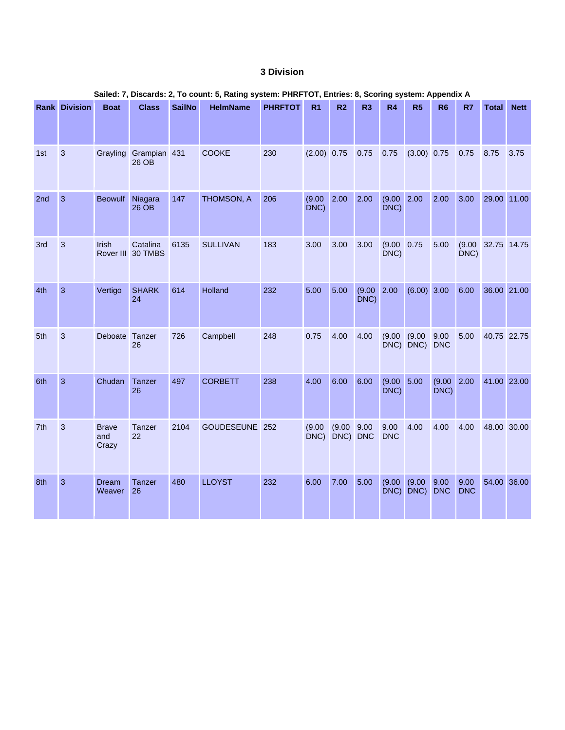### 3 Division

**Sailed: 7, Discards: 2, To count: 5, Rating system: PHRFTOT, Entries: 8, Scoring system: Appendix A**

| Rank | Division | Boat | Class | SailNo | HelmName | PHRFTOT | R1 | R2 | R3 | R4 | R5 | R6 | R7 | Total | Nett |
|---|---|---|---|---|---|---|---|---|---|---|---|---|---|---|---|
| 1st | 3 | Grayling | Grampian 26 OB | 431 | COOKE | 230 | (2.00) | 0.75 | 0.75 | 0.75 | (3.00) | 0.75 | 0.75 | 8.75 | 3.75 |
| 2nd | 3 | Beowulf | Niagara 26 OB | 147 | THOMSON, A | 206 | (9.00 DNC) | 2.00 | 2.00 | (9.00 DNC) | 2.00 | 2.00 | 3.00 | 29.00 | 11.00 |
| 3rd | 3 | Irish Rover III | Catalina 30 TMBS | 6135 | SULLIVAN | 183 | 3.00 | 3.00 | 3.00 | (9.00 DNC) | 0.75 | 5.00 | (9.00 DNC) | 32.75 | 14.75 |
| 4th | 3 | Vertigo | SHARK 24 | 614 | Holland | 232 | 5.00 | 5.00 | (9.00 DNC) | 2.00 | (6.00) | 3.00 | 6.00 | 36.00 | 21.00 |
| 5th | 3 | Deboate | Tanzer 26 | 726 | Campbell | 248 | 0.75 | 4.00 | 4.00 | (9.00 DNC) | (9.00 DNC) | 9.00 DNC | 5.00 | 40.75 | 22.75 |
| 6th | 3 | Chudan | Tanzer 26 | 497 | CORBETT | 238 | 4.00 | 6.00 | 6.00 | (9.00 DNC) | 5.00 | (9.00 DNC) | 2.00 | 41.00 | 23.00 |
| 7th | 3 | Brave and Crazy | Tanzer 22 | 2104 | GOUDESEUNE | 252 | (9.00 DNC) | (9.00 DNC) | 9.00 DNC | 9.00 DNC | 4.00 | 4.00 | 4.00 | 48.00 | 30.00 |
| 8th | 3 | Dream Weaver | Tanzer 26 | 480 | LLOYST | 232 | 6.00 | 7.00 | 5.00 | (9.00 DNC) | (9.00 DNC) | 9.00 DNC | 9.00 DNC | 54.00 | 36.00 |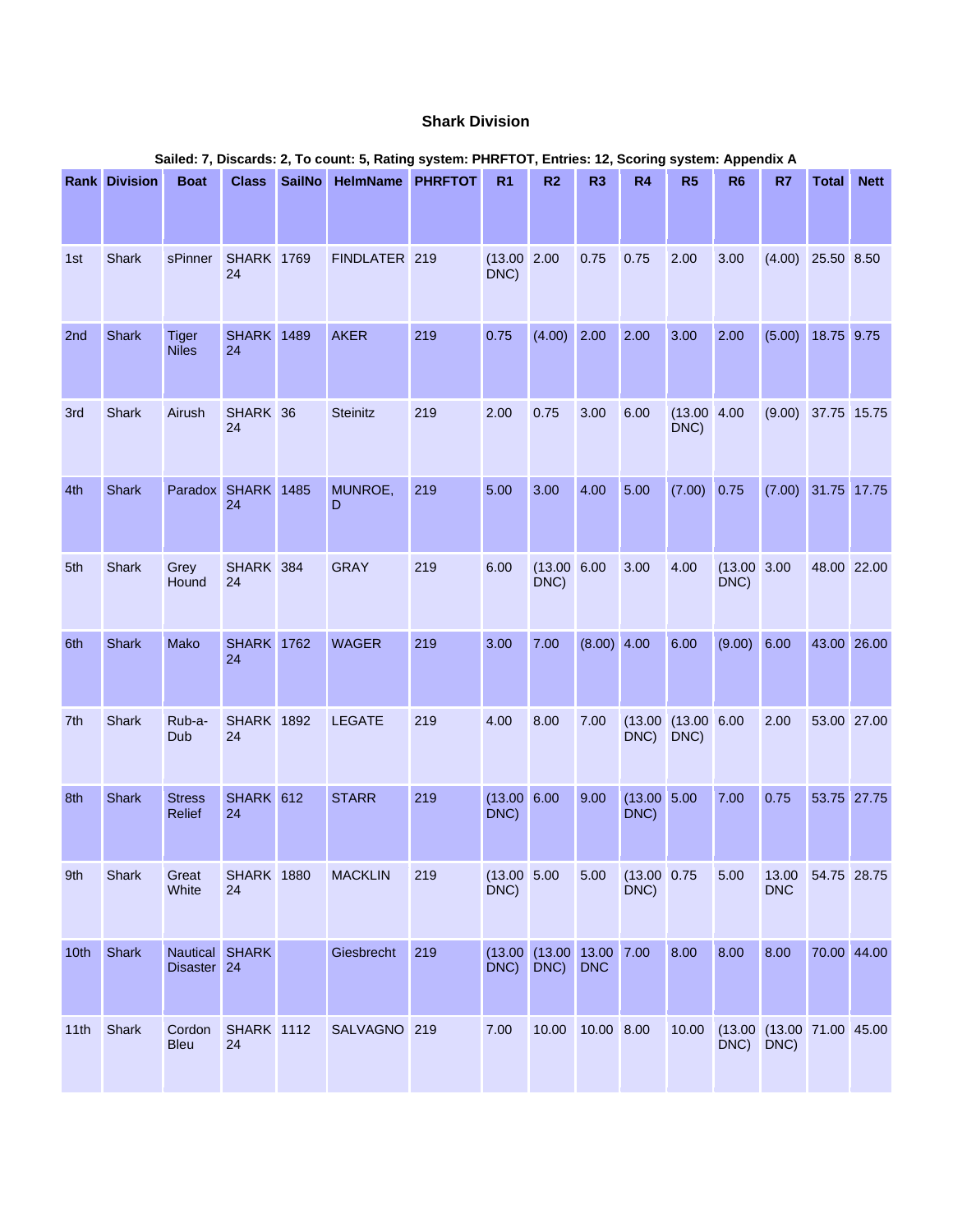### Shark Division

**Sailed: 7, Discards: 2, To count: 5, Rating system: PHRFTOT, Entries: 12, Scoring system: Appendix A**

| Rank | Division | Boat | Class | SailNo | HelmName | PHRFTOT | R1 | R2 | R3 | R4 | R5 | R6 | R7 | Total | Nett |
|---|---|---|---|---|---|---|---|---|---|---|---|---|---|---|---|
| 1st | Shark | sPinner | SHARK 24 | 1769 | FINDLATER | 219 | (13.00 DNC) | 2.00 | 0.75 | 0.75 | 2.00 | 3.00 | (4.00) | 25.50 | 8.50 |
| 2nd | Shark | Tiger Niles | SHARK 24 | 1489 | AKER | 219 | 0.75 | (4.00) | 2.00 | 2.00 | 3.00 | 2.00 | (5.00) | 18.75 | 9.75 |
| 3rd | Shark | Airush | SHARK 24 | 36 | Steinitz | 219 | 2.00 | 0.75 | 3.00 | 6.00 | (13.00 DNC) | 4.00 | (9.00) | 37.75 | 15.75 |
| 4th | Shark | Paradox | SHARK 24 | 1485 | MUNROE, D | 219 | 5.00 | 3.00 | 4.00 | 5.00 | (7.00) | 0.75 | (7.00) | 31.75 | 17.75 |
| 5th | Shark | Grey Hound | SHARK 24 | 384 | GRAY | 219 | 6.00 | (13.00 DNC) | 6.00 | 3.00 | 4.00 | (13.00 DNC) | 3.00 | 48.00 | 22.00 |
| 6th | Shark | Mako | SHARK 24 | 1762 | WAGER | 219 | 3.00 | 7.00 | (8.00) | 4.00 | 6.00 | (9.00) | 6.00 | 43.00 | 26.00 |
| 7th | Shark | Rub-a-Dub | SHARK 24 | 1892 | LEGATE | 219 | 4.00 | 8.00 | 7.00 | (13.00 DNC) | (13.00 DNC) | 6.00 | 2.00 | 53.00 | 27.00 |
| 8th | Shark | Stress Relief | SHARK 24 | 612 | STARR | 219 | (13.00 DNC) | 6.00 | 9.00 | (13.00 DNC) | 5.00 | 7.00 | 0.75 | 53.75 | 27.75 |
| 9th | Shark | Great White | SHARK 24 | 1880 | MACKLIN | 219 | (13.00 DNC) | 5.00 | 5.00 | (13.00 DNC) | 0.75 | 5.00 | 13.00 DNC | 54.75 | 28.75 |
| 10th | Shark | Nautical Disaster | SHARK 24 | | Giesbrecht | 219 | (13.00 DNC) | (13.00 DNC) | 13.00 DNC | 7.00 | 8.00 | 8.00 | 8.00 | 70.00 | 44.00 |
| 11th | Shark | Cordon Bleu | SHARK 24 | 1112 | SALVAGNO | 219 | 7.00 | 10.00 | 10.00 | 8.00 | 10.00 | (13.00 DNC) | (13.00 DNC) | 71.00 | 45.00 |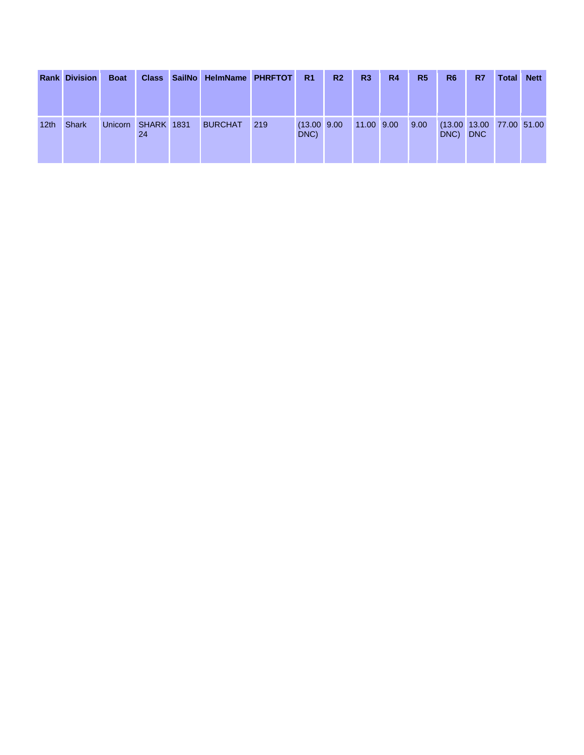| Rank | Division | Boat | Class | SailNo | HelmName | PHRFTOT | R1 | R2 | R3 | R4 | R5 | R6 | R7 | Total | Nett |
|---|---|---|---|---|---|---|---|---|---|---|---|---|---|---|---|
| 12th | Shark | Unicorn | SHARK 24 | 1831 | BURCHAT | 219 | (13.00 DNC) | 9.00 | 11.00 | 9.00 | 9.00 | (13.00 DNC) | 13.00 DNC | 77.00 | 51.00 |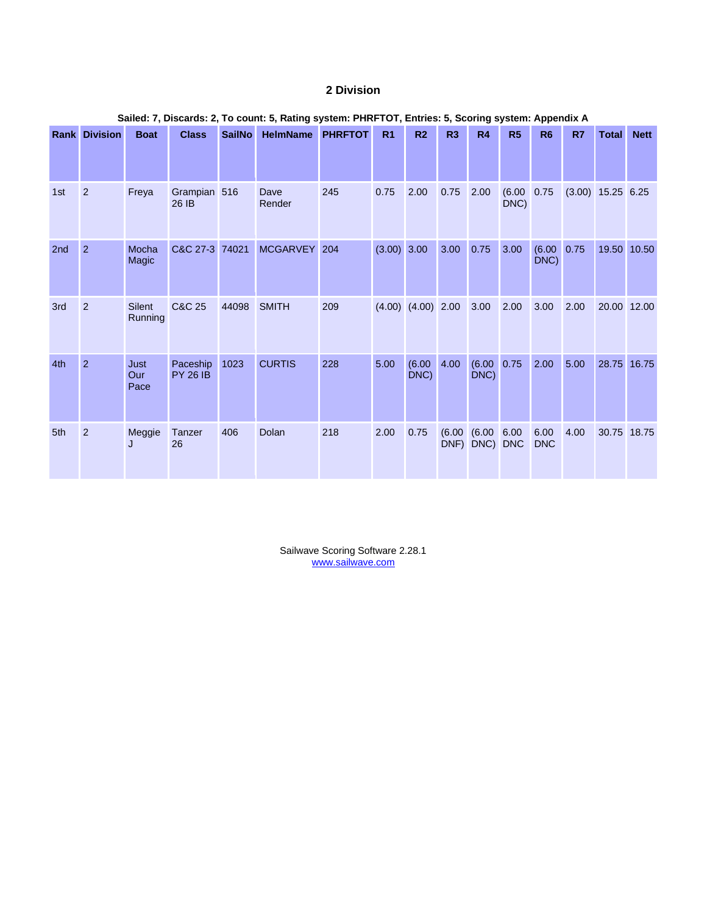## 2 Division

**Sailed: 7, Discards: 2, To count: 5, Rating system: PHRFTOT, Entries: 5, Scoring system: Appendix A**

| Rank | Division | Boat | Class | SailNo | HelmName | PHRFTOT | R1 | R2 | R3 | R4 | R5 | R6 | R7 | Total | Nett |
|---|---|---|---|---|---|---|---|---|---|---|---|---|---|---|---|
| 1st | 2 | Freya | Grampian 26 IB | 516 | Dave Render | 245 | 0.75 | 2.00 | 0.75 | 2.00 | (6.00 DNC) | 0.75 | (3.00) | 15.25 | 6.25 |
| 2nd | 2 | Mocha Magic | C&C 27-3 | 74021 | MCGARVEY | 204 | (3.00) | 3.00 | 3.00 | 0.75 | 3.00 | (6.00 DNC) | 0.75 | 19.50 | 10.50 |
| 3rd | 2 | Silent Running | C&C 25 | 44098 | SMITH | 209 | (4.00) | (4.00) | 2.00 | 3.00 | 2.00 | 3.00 | 2.00 | 20.00 | 12.00 |
| 4th | 2 | Just Our Pace | Paceship PY 26 IB | 1023 | CURTIS | 228 | 5.00 | (6.00 DNC) | 4.00 | (6.00 DNC) | 0.75 | 2.00 | 5.00 | 28.75 | 16.75 |
| 5th | 2 | Meggie J | Tanzer 26 | 406 | Dolan | 218 | 2.00 | 0.75 | (6.00 DNF) | (6.00 DNC) | 6.00 DNC | 6.00 DNC | 4.00 | 30.75 | 18.75 |

Sailwave Scoring Software 2.28.1
www.sailwave.com